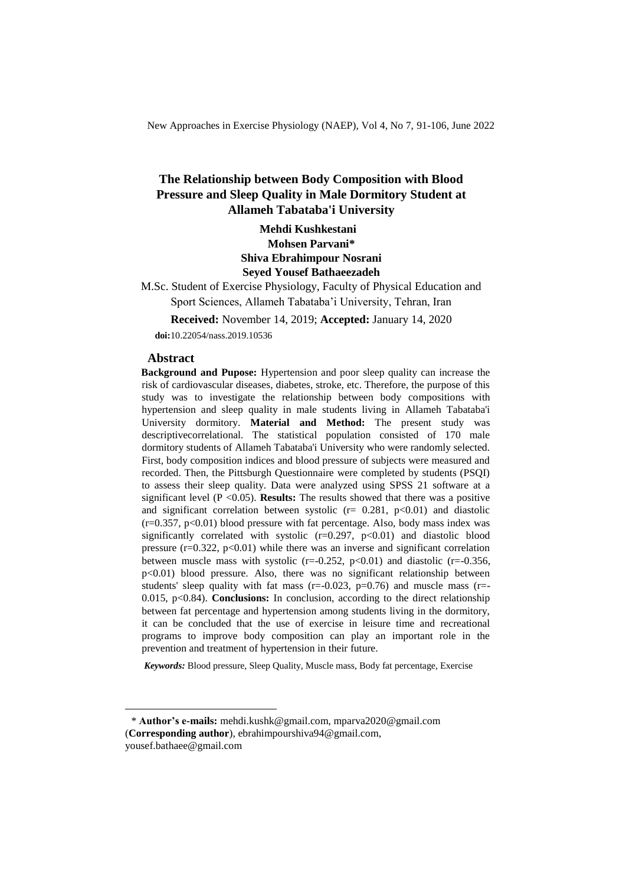# The Relationship between Body Composition with Blood Pressure and Sleep Quality in Male Dormitory Student at Allameh Tabataba'i University

**Mehdi Kushkestani**
**Mohsen Parvani***
**Shiva Ebrahimpour Nosrani**
**Seyed Yousef Bathaeezadeh**

M.Sc. Student of Exercise Physiology, Faculty of Physical Education and Sport Sciences, Allameh Tabataba'i University, Tehran, Iran

**Received:** November 14, 2019; **Accepted:** January 14, 2020

**doi:**10.22054/nass.2019.10536

## Abstract

**Background and Pupose:** Hypertension and poor sleep quality can increase the risk of cardiovascular diseases, diabetes, stroke, etc. Therefore, the purpose of this study was to investigate the relationship between body compositions with hypertension and sleep quality in male students living in Allameh Tabataba'i University dormitory. **Material and Method:** The present study was descriptivecorrelational. The statistical population consisted of 170 male dormitory students of Allameh Tabataba'i University who were randomly selected. First, body composition indices and blood pressure of subjects were measured and recorded. Then, the Pittsburgh Questionnaire were completed by students (PSQI) to assess their sleep quality. Data were analyzed using SPSS 21 software at a significant level ($P < 0.05$). **Results:** The results showed that there was a positive and significant correlation between systolic ($r = 0.281$, $p<0.01$) and diastolic ($r=0.357$, $p<0.01$) blood pressure with fat percentage. Also, body mass index was significantly correlated with systolic ($r=0.297$, $p<0.01$) and diastolic blood pressure ($r=0.322$, $p<0.01$) while there was an inverse and significant correlation between muscle mass with systolic ($r=-0.252$, $p<0.01$) and diastolic ($r=-0.356$, $p<0.01$) blood pressure. Also, there was no significant relationship between students' sleep quality with fat mass ($r=-0.023$, $p=0.76$) and muscle mass ($r=-0.015$, $p<0.84$). **Conclusions:** In conclusion, according to the direct relationship between fat percentage and hypertension among students living in the dormitory, it can be concluded that the use of exercise in leisure time and recreational programs to improve body composition can play an important role in the prevention and treatment of hypertension in their future.

***Keywords:*** Blood pressure, Sleep Quality, Muscle mass, Body fat percentage, Exercise

---

* **Author's e-mails:** mehdi.kushk@gmail.com, mparva2020@gmail.com (**Corresponding author**), ebrahimpourshiva94@gmail.com, yousef.bathaee@gmail.com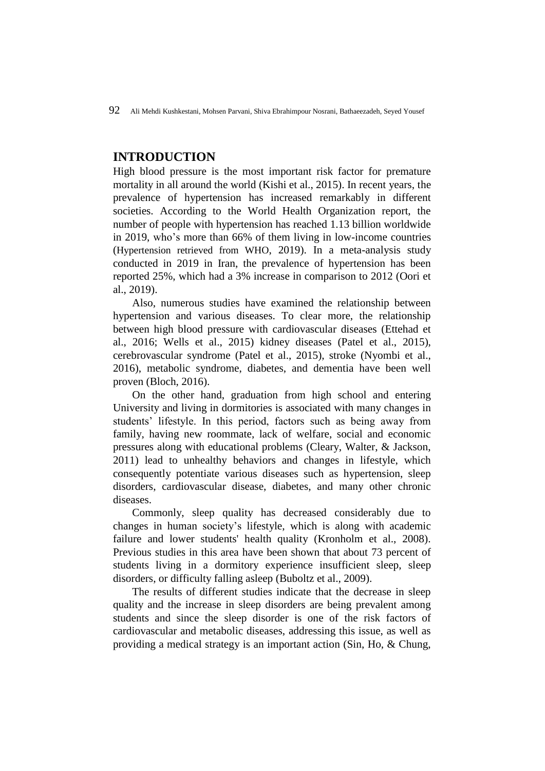## INTRODUCTION

High blood pressure is the most important risk factor for premature mortality in all around the world (Kishi et al., 2015). In recent years, the prevalence of hypertension has increased remarkably in different societies. According to the World Health Organization report, the number of people with hypertension has reached 1.13 billion worldwide in 2019, who's more than 66% of them living in low-income countries (Hypertension retrieved from WHO, 2019). In a meta-analysis study conducted in 2019 in Iran, the prevalence of hypertension has been reported 25%, which had a 3% increase in comparison to 2012 (Oori et al., 2019).

Also, numerous studies have examined the relationship between hypertension and various diseases. To clear more, the relationship between high blood pressure with cardiovascular diseases (Ettehad et al., 2016; Wells et al., 2015) kidney diseases (Patel et al., 2015), cerebrovascular syndrome (Patel et al., 2015), stroke (Nyombi et al., 2016), metabolic syndrome, diabetes, and dementia have been well proven (Bloch, 2016).

On the other hand, graduation from high school and entering University and living in dormitories is associated with many changes in students' lifestyle. In this period, factors such as being away from family, having new roommate, lack of welfare, social and economic pressures along with educational problems (Cleary, Walter, & Jackson, 2011) lead to unhealthy behaviors and changes in lifestyle, which consequently potentiate various diseases such as hypertension, sleep disorders, cardiovascular disease, diabetes, and many other chronic diseases.

Commonly, sleep quality has decreased considerably due to changes in human society's lifestyle, which is along with academic failure and lower students' health quality (Kronholm et al., 2008). Previous studies in this area have been shown that about 73 percent of students living in a dormitory experience insufficient sleep, sleep disorders, or difficulty falling asleep (Buboltz et al., 2009).

The results of different studies indicate that the decrease in sleep quality and the increase in sleep disorders are being prevalent among students and since the sleep disorder is one of the risk factors of cardiovascular and metabolic diseases, addressing this issue, as well as providing a medical strategy is an important action (Sin, Ho, & Chung,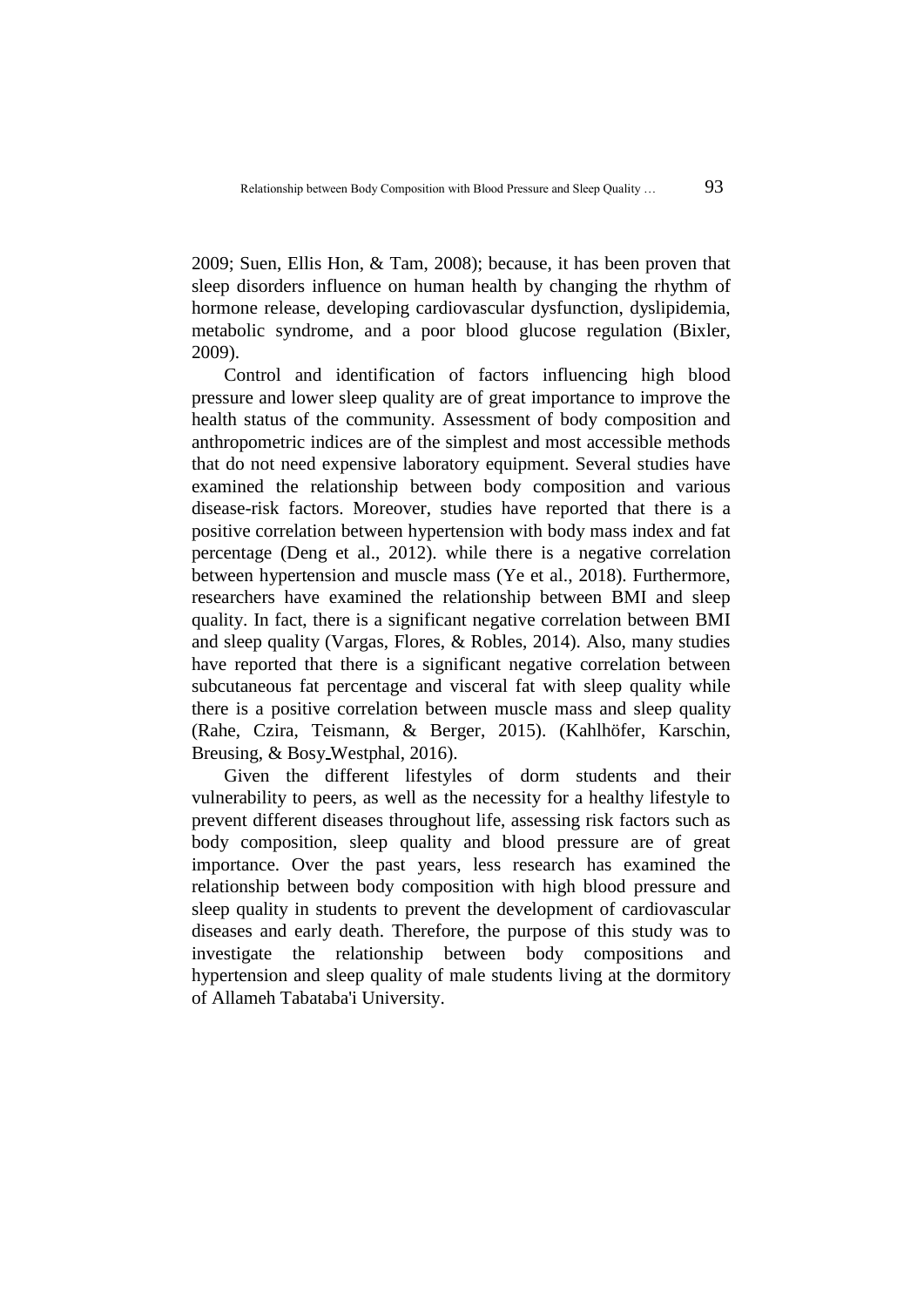2009; Suen, Ellis Hon, & Tam, 2008); because, it has been proven that sleep disorders influence on human health by changing the rhythm of hormone release, developing cardiovascular dysfunction, dyslipidemia, metabolic syndrome, and a poor blood glucose regulation (Bixler, 2009).

Control and identification of factors influencing high blood pressure and lower sleep quality are of great importance to improve the health status of the community. Assessment of body composition and anthropometric indices are of the simplest and most accessible methods that do not need expensive laboratory equipment. Several studies have examined the relationship between body composition and various disease-risk factors. Moreover, studies have reported that there is a positive correlation between hypertension with body mass index and fat percentage (Deng et al., 2012). while there is a negative correlation between hypertension and muscle mass (Ye et al., 2018). Furthermore, researchers have examined the relationship between BMI and sleep quality. In fact, there is a significant negative correlation between BMI and sleep quality (Vargas, Flores, & Robles, 2014). Also, many studies have reported that there is a significant negative correlation between subcutaneous fat percentage and visceral fat with sleep quality while there is a positive correlation between muscle mass and sleep quality (Rahe, Czira, Teismann, & Berger, 2015). (Kahlhöfer, Karschin, Breusing, & Bosy Westphal, 2016).

Given the different lifestyles of dorm students and their vulnerability to peers, as well as the necessity for a healthy lifestyle to prevent different diseases throughout life, assessing risk factors such as body composition, sleep quality and blood pressure are of great importance. Over the past years, less research has examined the relationship between body composition with high blood pressure and sleep quality in students to prevent the development of cardiovascular diseases and early death. Therefore, the purpose of this study was to investigate the relationship between body compositions and hypertension and sleep quality of male students living at the dormitory of Allameh Tabataba'i University.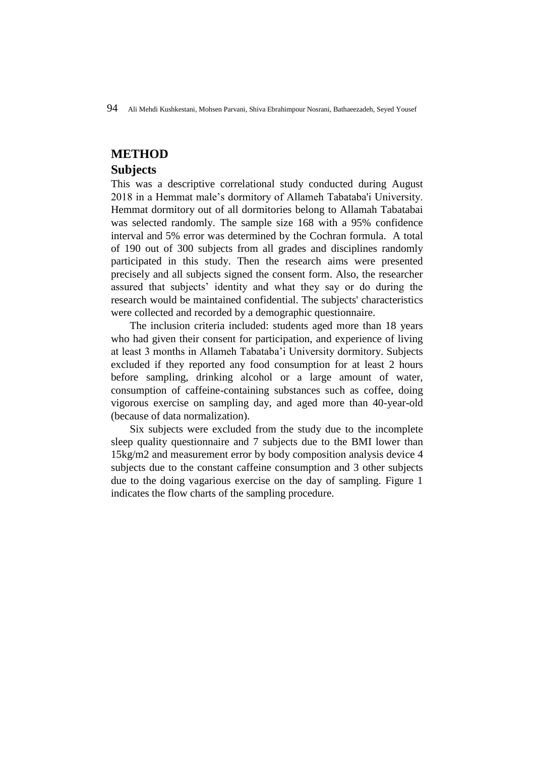## METHOD

### Subjects

This was a descriptive correlational study conducted during August 2018 in a Hemmat male's dormitory of Allameh Tabataba'i University. Hemmat dormitory out of all dormitories belong to Allamah Tabatabai was selected randomly. The sample size 168 with a 95% confidence interval and 5% error was determined by the Cochran formula. A total of 190 out of 300 subjects from all grades and disciplines randomly participated in this study. Then the research aims were presented precisely and all subjects signed the consent form. Also, the researcher assured that subjects' identity and what they say or do during the research would be maintained confidential. The subjects' characteristics were collected and recorded by a demographic questionnaire.

The inclusion criteria included: students aged more than 18 years who had given their consent for participation, and experience of living at least 3 months in Allameh Tabataba'i University dormitory. Subjects excluded if they reported any food consumption for at least 2 hours before sampling, drinking alcohol or a large amount of water, consumption of caffeine-containing substances such as coffee, doing vigorous exercise on sampling day, and aged more than 40-year-old (because of data normalization).

Six subjects were excluded from the study due to the incomplete sleep quality questionnaire and 7 subjects due to the BMI lower than 15kg/m2 and measurement error by body composition analysis device 4 subjects due to the constant caffeine consumption and 3 other subjects due to the doing vagarious exercise on the day of sampling. Figure 1 indicates the flow charts of the sampling procedure.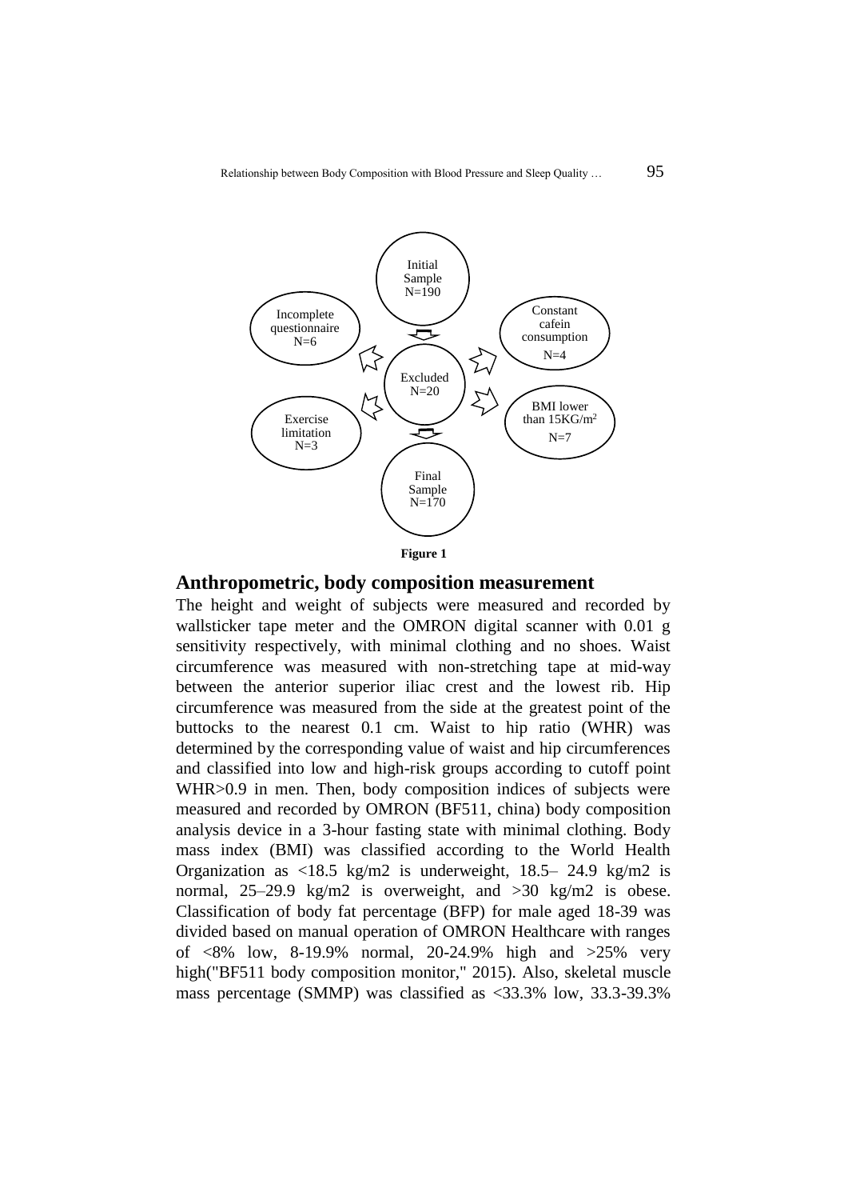Initial Sample N=190

Excluded N=20

Incomplete questionnaire N=6

Constant cafein consumption N=4

Exercise limitation N=3

BMI lower than 15KG/m$^2$ N=7

Final Sample N=170

**Figure 1**

## Anthropometric, body composition measurement

The height and weight of subjects were measured and recorded by wallsticker tape meter and the OMRON digital scanner with 0.01 g sensitivity respectively, with minimal clothing and no shoes. Waist circumference was measured with non-stretching tape at mid-way between the anterior superior iliac crest and the lowest rib. Hip circumference was measured from the side at the greatest point of the buttocks to the nearest 0.1 cm. Waist to hip ratio (WHR) was determined by the corresponding value of waist and hip circumferences and classified into low and high-risk groups according to cutoff point WHR>0.9 in men. Then, body composition indices of subjects were measured and recorded by OMRON (BF511, china) body composition analysis device in a 3-hour fasting state with minimal clothing. Body mass index (BMI) was classified according to the World Health Organization as <18.5 kg/m2 is underweight, 18.5– 24.9 kg/m2 is normal, 25–29.9 kg/m2 is overweight, and >30 kg/m2 is obese. Classification of body fat percentage (BFP) for male aged 18-39 was divided based on manual operation of OMRON Healthcare with ranges of <8% low, 8-19.9% normal, 20-24.9% high and >25% very high("BF511 body composition monitor," 2015). Also, skeletal muscle mass percentage (SMMP) was classified as <33.3% low, 33.3-39.3%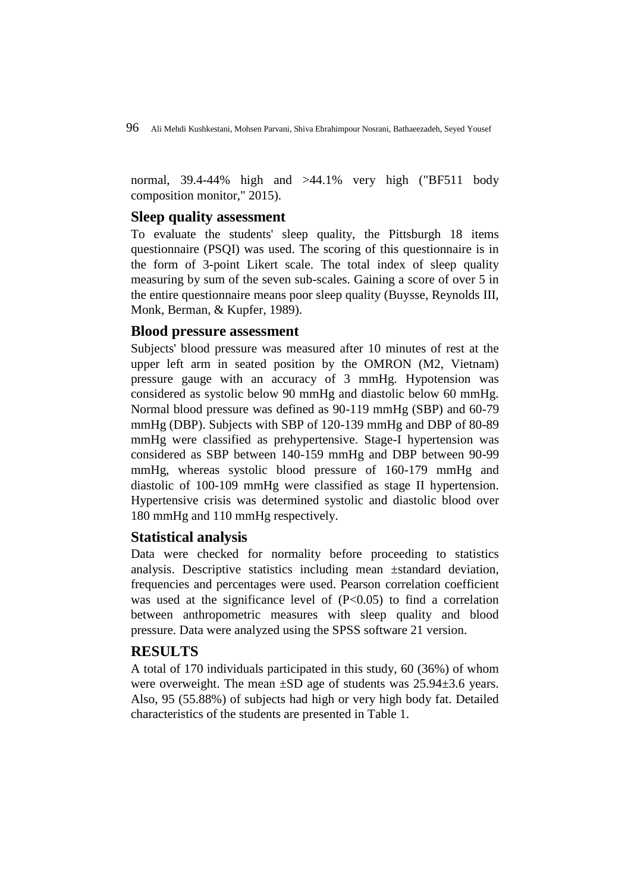normal, 39.4-44% high and >44.1% very high ("BF511 body composition monitor," 2015).

## Sleep quality assessment

To evaluate the students' sleep quality, the Pittsburgh 18 items questionnaire (PSQI) was used. The scoring of this questionnaire is in the form of 3-point Likert scale. The total index of sleep quality measuring by sum of the seven sub-scales. Gaining a score of over 5 in the entire questionnaire means poor sleep quality (Buysse, Reynolds III, Monk, Berman, & Kupfer, 1989).

## Blood pressure assessment

Subjects' blood pressure was measured after 10 minutes of rest at the upper left arm in seated position by the OMRON (M2, Vietnam) pressure gauge with an accuracy of 3 mmHg. Hypotension was considered as systolic below 90 mmHg and diastolic below 60 mmHg. Normal blood pressure was defined as 90-119 mmHg (SBP) and 60-79 mmHg (DBP). Subjects with SBP of 120-139 mmHg and DBP of 80-89 mmHg were classified as prehypertensive. Stage-I hypertension was considered as SBP between 140-159 mmHg and DBP between 90-99 mmHg, whereas systolic blood pressure of 160-179 mmHg and diastolic of 100-109 mmHg were classified as stage II hypertension. Hypertensive crisis was determined systolic and diastolic blood over 180 mmHg and 110 mmHg respectively.

## Statistical analysis

Data were checked for normality before proceeding to statistics analysis. Descriptive statistics including mean ±standard deviation, frequencies and percentages were used. Pearson correlation coefficient was used at the significance level of ($P<0.05$) to find a correlation between anthropometric measures with sleep quality and blood pressure. Data were analyzed using the SPSS software 21 version.

# RESULTS

A total of 170 individuals participated in this study, 60 (36%) of whom were overweight. The mean ±SD age of students was 25.94±3.6 years. Also, 95 (55.88%) of subjects had high or very high body fat. Detailed characteristics of the students are presented in Table 1.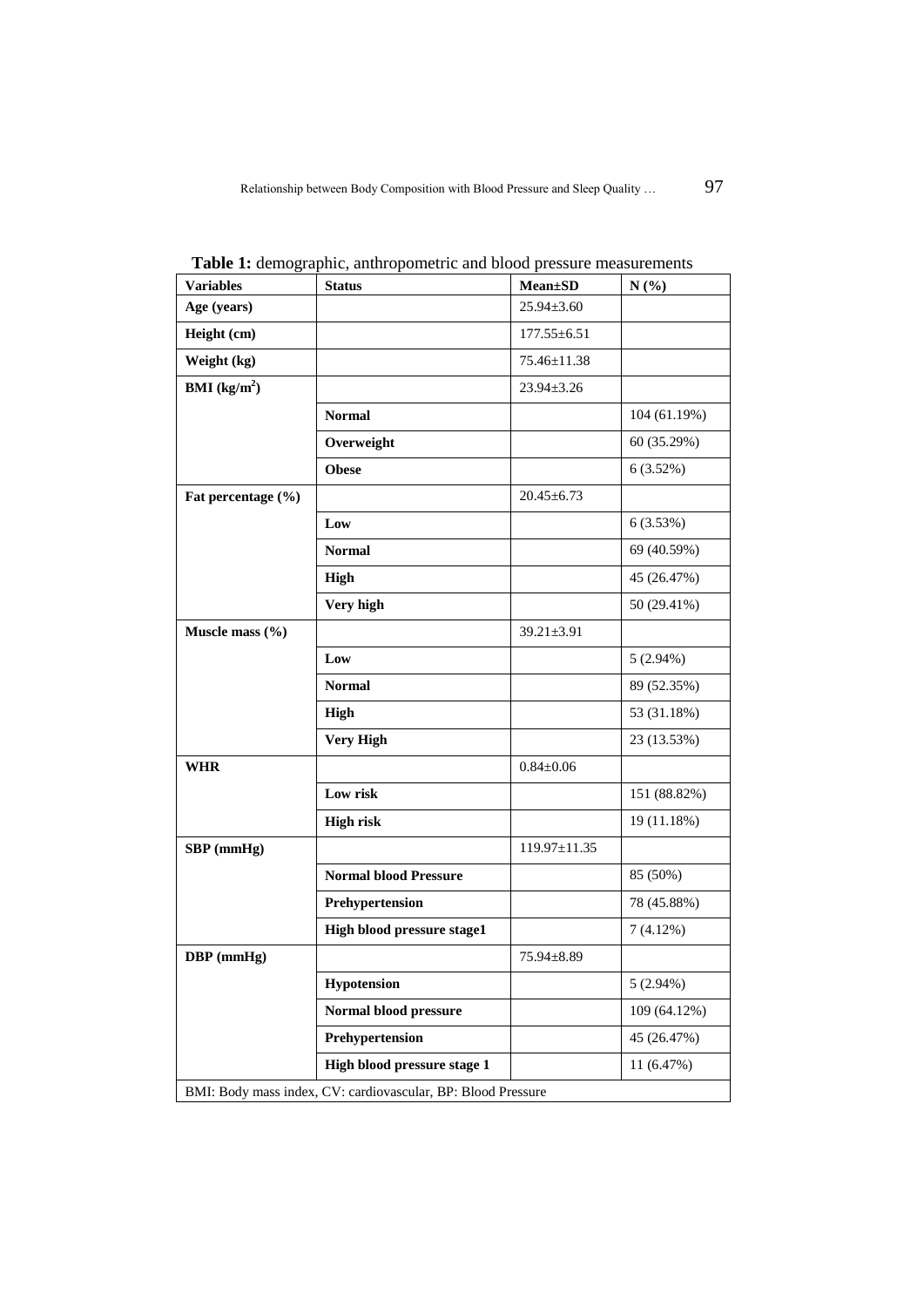**Table 1:** demographic, anthropometric and blood pressure measurements

| Variables | Status | Mean±SD | N (%) |
|---|---|---|---|
| **Age (years)** | | 25.94±3.60 | |
| **Height (cm)** | | 177.55±6.51 | |
| **Weight (kg)** | | 75.46±11.38 | |
| **BMI (kg/m$^2$)** | | 23.94±3.26 | |
| | **Normal** | | 104 (61.19%) |
| | **Overweight** | | 60 (35.29%) |
| | **Obese** | | 6 (3.52%) |
| **Fat percentage (%)** | | 20.45±6.73 | |
| | **Low** | | 6 (3.53%) |
| | **Normal** | | 69 (40.59%) |
| | **High** | | 45 (26.47%) |
| | **Very high** | | 50 (29.41%) |
| **Muscle mass (%)** | | 39.21±3.91 | |
| | **Low** | | 5 (2.94%) |
| | **Normal** | | 89 (52.35%) |
| | **High** | | 53 (31.18%) |
| | **Very High** | | 23 (13.53%) |
| **WHR** | | 0.84±0.06 | |
| | **Low risk** | | 151 (88.82%) |
| | **High risk** | | 19 (11.18%) |
| **SBP (mmHg)** | | 119.97±11.35 | |
| | **Normal blood Pressure** | | 85 (50%) |
| | **Prehypertension** | | 78 (45.88%) |
| | **High blood pressure stage1** | | 7 (4.12%) |
| **DBP (mmHg)** | | 75.94±8.89 | |
| | **Hypotension** | | 5 (2.94%) |
| | **Normal blood pressure** | | 109 (64.12%) |
| | **Prehypertension** | | 45 (26.47%) |
| | **High blood pressure stage 1** | | 11 (6.47%) |

BMI: Body mass index, CV: cardiovascular, BP: Blood Pressure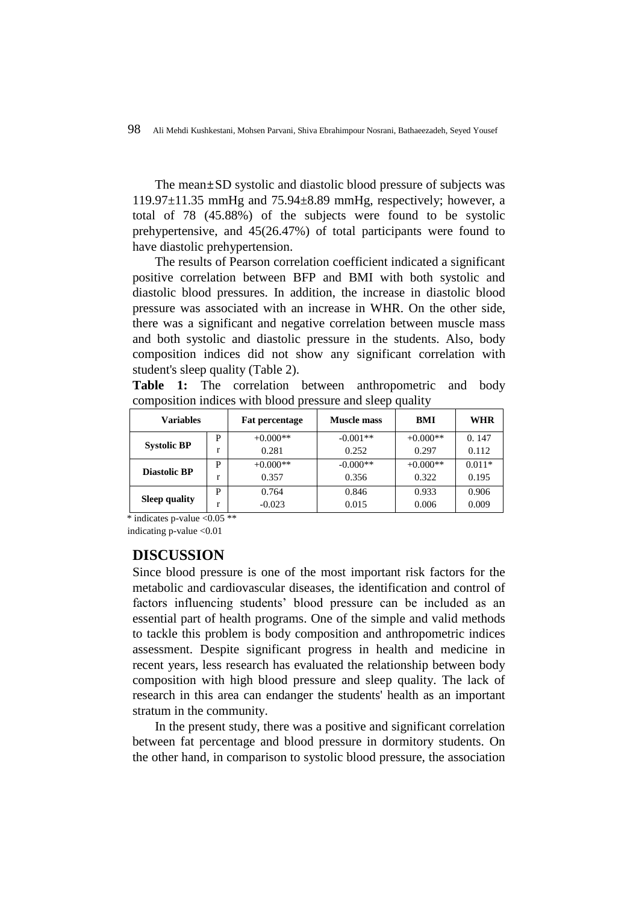The mean±SD systolic and diastolic blood pressure of subjects was 119.97±11.35 mmHg and 75.94±8.89 mmHg, respectively; however, a total of 78 (45.88%) of the subjects were found to be systolic prehypertensive, and 45(26.47%) of total participants were found to have diastolic prehypertension.

The results of Pearson correlation coefficient indicated a significant positive correlation between BFP and BMI with both systolic and diastolic blood pressures. In addition, the increase in diastolic blood pressure was associated with an increase in WHR. On the other side, there was a significant and negative correlation between muscle mass and both systolic and diastolic pressure in the students. Also, body composition indices did not show any significant correlation with student's sleep quality (Table 2).

**Table 1:** The correlation between anthropometric and body composition indices with blood pressure and sleep quality

| Variables | | Fat percentage | Muscle mass | BMI | WHR |
|---|---|---|---|---|---|
| Systolic BP | P | +0.000** | -0.001** | +0.000** | 0. 147 |
| | r | 0.281 | 0.252 | 0.297 | 0.112 |
| Diastolic BP | P | +0.000** | -0.000** | +0.000** | 0.011* |
| | r | 0.357 | 0.356 | 0.322 | 0.195 |
| Sleep quality | P | 0.764 | 0.846 | 0.933 | 0.906 |
| | r | -0.023 | 0.015 | 0.006 | 0.009 |

\* indicates p-value <0.05 ** indicating p-value <0.01

## DISCUSSION

Since blood pressure is one of the most important risk factors for the metabolic and cardiovascular diseases, the identification and control of factors influencing students' blood pressure can be included as an essential part of health programs. One of the simple and valid methods to tackle this problem is body composition and anthropometric indices assessment. Despite significant progress in health and medicine in recent years, less research has evaluated the relationship between body composition with high blood pressure and sleep quality. The lack of research in this area can endanger the students' health as an important stratum in the community.

In the present study, there was a positive and significant correlation between fat percentage and blood pressure in dormitory students. On the other hand, in comparison to systolic blood pressure, the association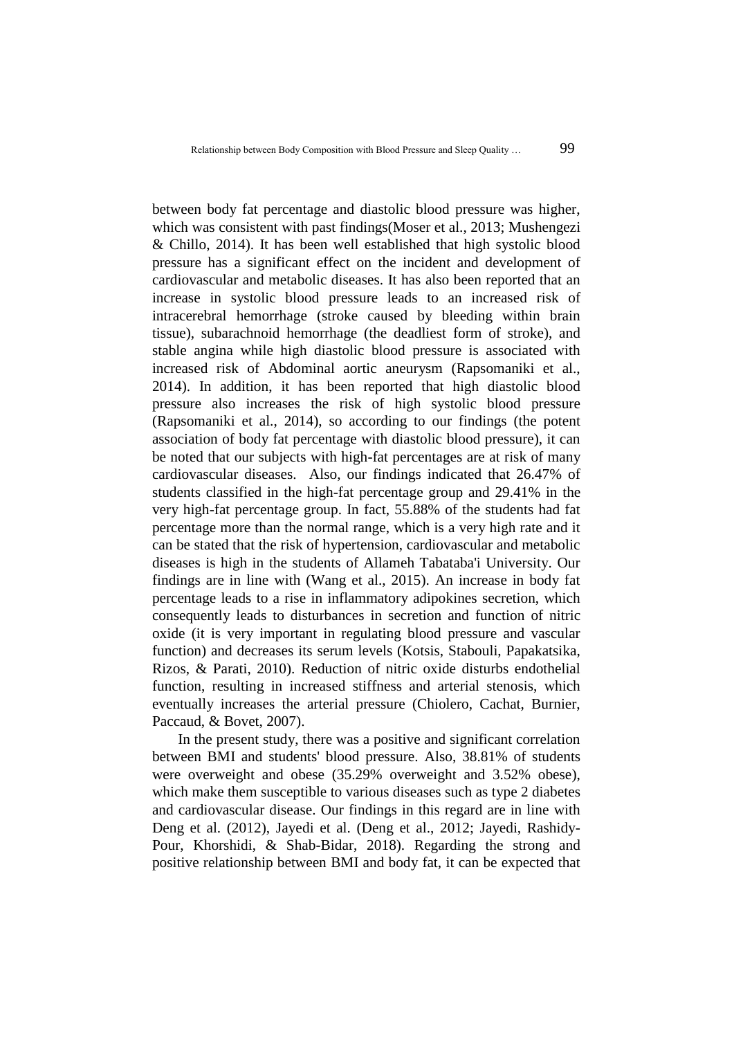between body fat percentage and diastolic blood pressure was higher, which was consistent with past findings(Moser et al., 2013; Mushengezi & Chillo, 2014). It has been well established that high systolic blood pressure has a significant effect on the incident and development of cardiovascular and metabolic diseases. It has also been reported that an increase in systolic blood pressure leads to an increased risk of intracerebral hemorrhage (stroke caused by bleeding within brain tissue), subarachnoid hemorrhage (the deadliest form of stroke), and stable angina while high diastolic blood pressure is associated with increased risk of Abdominal aortic aneurysm (Rapsomaniki et al., 2014). In addition, it has been reported that high diastolic blood pressure also increases the risk of high systolic blood pressure (Rapsomaniki et al., 2014), so according to our findings (the potent association of body fat percentage with diastolic blood pressure), it can be noted that our subjects with high-fat percentages are at risk of many cardiovascular diseases. Also, our findings indicated that 26.47% of students classified in the high-fat percentage group and 29.41% in the very high-fat percentage group. In fact, 55.88% of the students had fat percentage more than the normal range, which is a very high rate and it can be stated that the risk of hypertension, cardiovascular and metabolic diseases is high in the students of Allameh Tabataba'i University. Our findings are in line with (Wang et al., 2015). An increase in body fat percentage leads to a rise in inflammatory adipokines secretion, which consequently leads to disturbances in secretion and function of nitric oxide (it is very important in regulating blood pressure and vascular function) and decreases its serum levels (Kotsis, Stabouli, Papakatsika, Rizos, & Parati, 2010). Reduction of nitric oxide disturbs endothelial function, resulting in increased stiffness and arterial stenosis, which eventually increases the arterial pressure (Chiolero, Cachat, Burnier, Paccaud, & Bovet, 2007).

In the present study, there was a positive and significant correlation between BMI and students' blood pressure. Also, 38.81% of students were overweight and obese (35.29% overweight and 3.52% obese), which make them susceptible to various diseases such as type 2 diabetes and cardiovascular disease. Our findings in this regard are in line with Deng et al. (2012), Jayedi et al. (Deng et al., 2012; Jayedi, Rashidy-Pour, Khorshidi, & Shab-Bidar, 2018). Regarding the strong and positive relationship between BMI and body fat, it can be expected that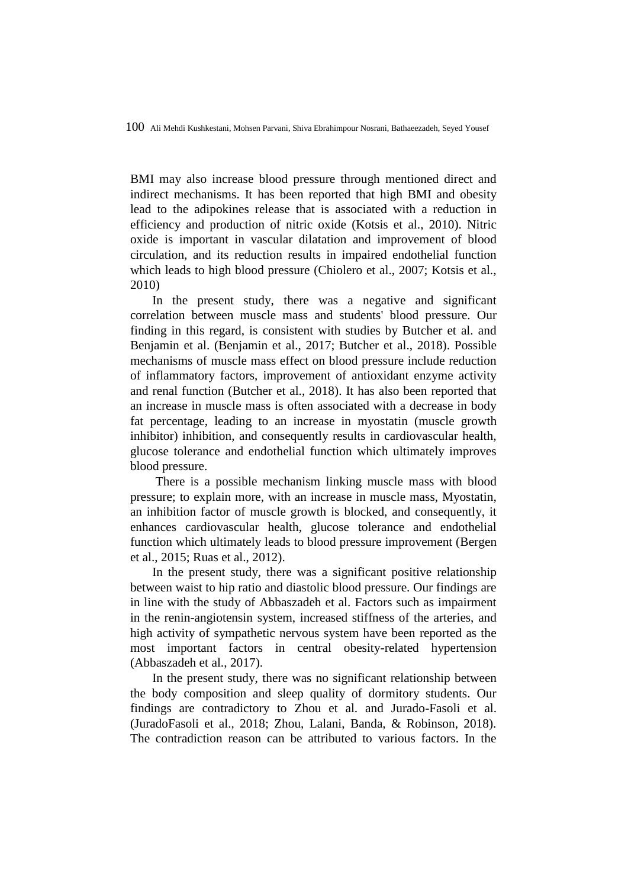BMI may also increase blood pressure through mentioned direct and indirect mechanisms. It has been reported that high BMI and obesity lead to the adipokines release that is associated with a reduction in efficiency and production of nitric oxide (Kotsis et al., 2010). Nitric oxide is important in vascular dilatation and improvement of blood circulation, and its reduction results in impaired endothelial function which leads to high blood pressure (Chiolero et al., 2007; Kotsis et al., 2010)

In the present study, there was a negative and significant correlation between muscle mass and students' blood pressure. Our finding in this regard, is consistent with studies by Butcher et al. and Benjamin et al. (Benjamin et al., 2017; Butcher et al., 2018). Possible mechanisms of muscle mass effect on blood pressure include reduction of inflammatory factors, improvement of antioxidant enzyme activity and renal function (Butcher et al., 2018). It has also been reported that an increase in muscle mass is often associated with a decrease in body fat percentage, leading to an increase in myostatin (muscle growth inhibitor) inhibition, and consequently results in cardiovascular health, glucose tolerance and endothelial function which ultimately improves blood pressure.

There is a possible mechanism linking muscle mass with blood pressure; to explain more, with an increase in muscle mass, Myostatin, an inhibition factor of muscle growth is blocked, and consequently, it enhances cardiovascular health, glucose tolerance and endothelial function which ultimately leads to blood pressure improvement (Bergen et al., 2015; Ruas et al., 2012).

In the present study, there was a significant positive relationship between waist to hip ratio and diastolic blood pressure. Our findings are in line with the study of Abbaszadeh et al. Factors such as impairment in the renin-angiotensin system, increased stiffness of the arteries, and high activity of sympathetic nervous system have been reported as the most important factors in central obesity-related hypertension (Abbaszadeh et al., 2017).

In the present study, there was no significant relationship between the body composition and sleep quality of dormitory students. Our findings are contradictory to Zhou et al. and Jurado-Fasoli et al. (JuradoFasoli et al., 2018; Zhou, Lalani, Banda, & Robinson, 2018). The contradiction reason can be attributed to various factors. In the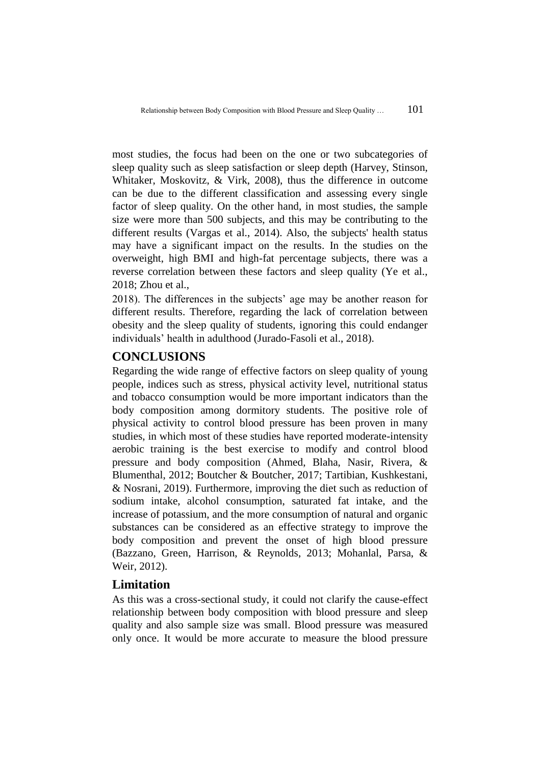most studies, the focus had been on the one or two subcategories of sleep quality such as sleep satisfaction or sleep depth (Harvey, Stinson, Whitaker, Moskovitz, & Virk, 2008), thus the difference in outcome can be due to the different classification and assessing every single factor of sleep quality. On the other hand, in most studies, the sample size were more than 500 subjects, and this may be contributing to the different results (Vargas et al., 2014). Also, the subjects' health status may have a significant impact on the results. In the studies on the overweight, high BMI and high-fat percentage subjects, there was a reverse correlation between these factors and sleep quality (Ye et al., 2018; Zhou et al., 2018). The differences in the subjects' age may be another reason for different results. Therefore, regarding the lack of correlation between obesity and the sleep quality of students, ignoring this could endanger individuals' health in adulthood (Jurado-Fasoli et al., 2018).

## CONCLUSIONS

Regarding the wide range of effective factors on sleep quality of young people, indices such as stress, physical activity level, nutritional status and tobacco consumption would be more important indicators than the body composition among dormitory students. The positive role of physical activity to control blood pressure has been proven in many studies, in which most of these studies have reported moderate-intensity aerobic training is the best exercise to modify and control blood pressure and body composition (Ahmed, Blaha, Nasir, Rivera, & Blumenthal, 2012; Boutcher & Boutcher, 2017; Tartibian, Kushkestani, & Nosrani, 2019). Furthermore, improving the diet such as reduction of sodium intake, alcohol consumption, saturated fat intake, and the increase of potassium, and the more consumption of natural and organic substances can be considered as an effective strategy to improve the body composition and prevent the onset of high blood pressure (Bazzano, Green, Harrison, & Reynolds, 2013; Mohanlal, Parsa, & Weir, 2012).

## Limitation

As this was a cross-sectional study, it could not clarify the cause-effect relationship between body composition with blood pressure and sleep quality and also sample size was small. Blood pressure was measured only once. It would be more accurate to measure the blood pressure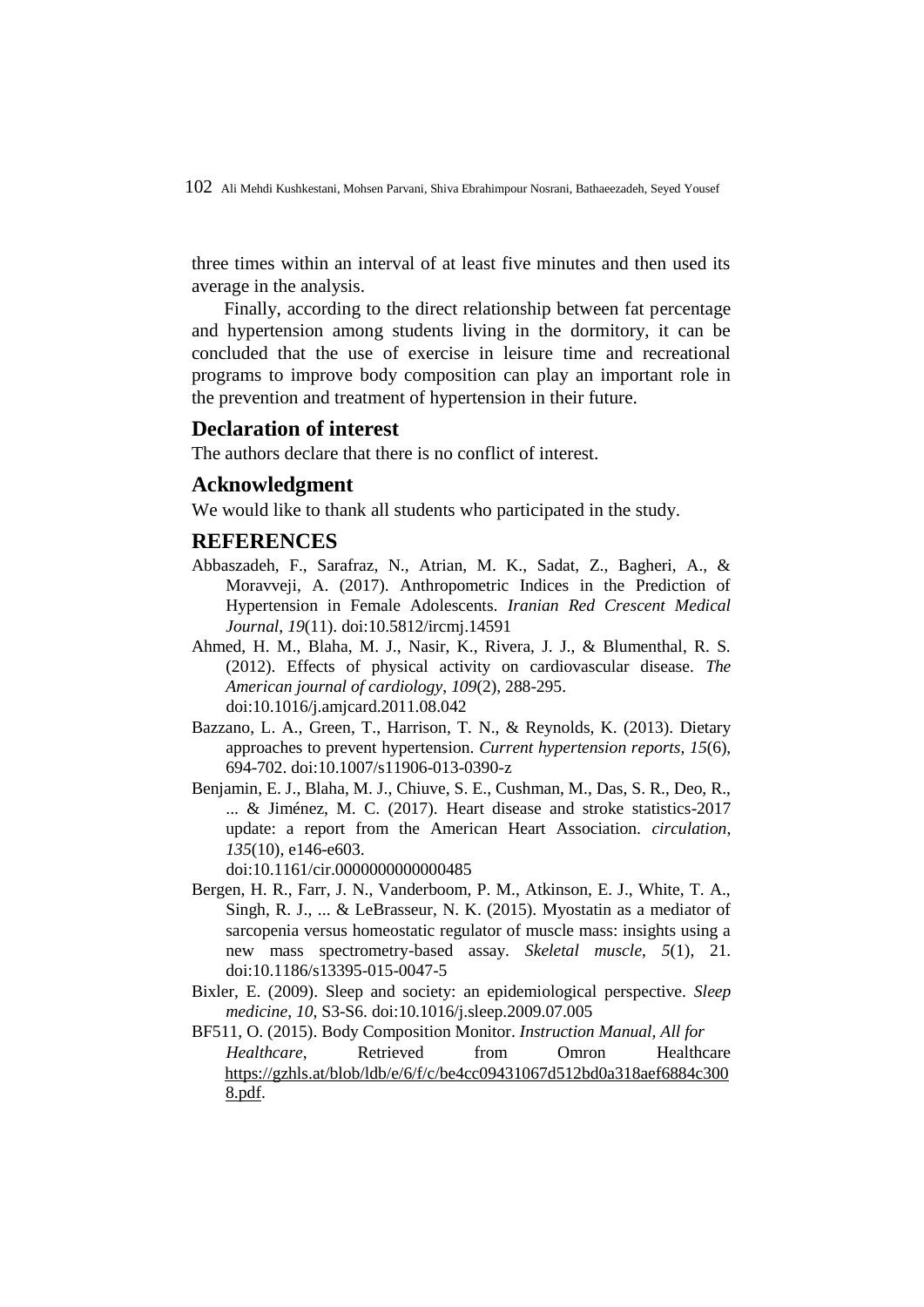three times within an interval of at least five minutes and then used its average in the analysis.

Finally, according to the direct relationship between fat percentage and hypertension among students living in the dormitory, it can be concluded that the use of exercise in leisure time and recreational programs to improve body composition can play an important role in the prevention and treatment of hypertension in their future.

## Declaration of interest

The authors declare that there is no conflict of interest.

## Acknowledgment

We would like to thank all students who participated in the study.

## REFERENCES

Abbaszadeh, F., Sarafraz, N., Atrian, M. K., Sadat, Z., Bagheri, A., & Moravveji, A. (2017). Anthropometric Indices in the Prediction of Hypertension in Female Adolescents. *Iranian Red Crescent Medical Journal*, *19*(11). doi:10.5812/ircmj.14591

Ahmed, H. M., Blaha, M. J., Nasir, K., Rivera, J. J., & Blumenthal, R. S. (2012). Effects of physical activity on cardiovascular disease. *The American journal of cardiology*, *109*(2), 288-295. doi:10.1016/j.amjcard.2011.08.042

Bazzano, L. A., Green, T., Harrison, T. N., & Reynolds, K. (2013). Dietary approaches to prevent hypertension. *Current hypertension reports*, *15*(6), 694-702. doi:10.1007/s11906-013-0390-z

Benjamin, E. J., Blaha, M. J., Chiuve, S. E., Cushman, M., Das, S. R., Deo, R., ... & Jiménez, M. C. (2017). Heart disease and stroke statistics-2017 update: a report from the American Heart Association. *circulation*, *135*(10), e146-e603. doi:10.1161/cir.0000000000000485

Bergen, H. R., Farr, J. N., Vanderboom, P. M., Atkinson, E. J., White, T. A., Singh, R. J., ... & LeBrasseur, N. K. (2015). Myostatin as a mediator of sarcopenia versus homeostatic regulator of muscle mass: insights using a new mass spectrometry-based assay. *Skeletal muscle*, *5*(1), 21. doi:10.1186/s13395-015-0047-5

Bixler, E. (2009). Sleep and society: an epidemiological perspective. *Sleep medicine*, *10*, S3-S6. doi:10.1016/j.sleep.2009.07.005

BF511, O. (2015). Body Composition Monitor. *Instruction Manual, All for Healthcare*, Retrieved from Omron Healthcare https://gzhls.at/blob/ldb/e/6/f/c/be4cc09431067d512bd0a318aef6884c3008.pdf.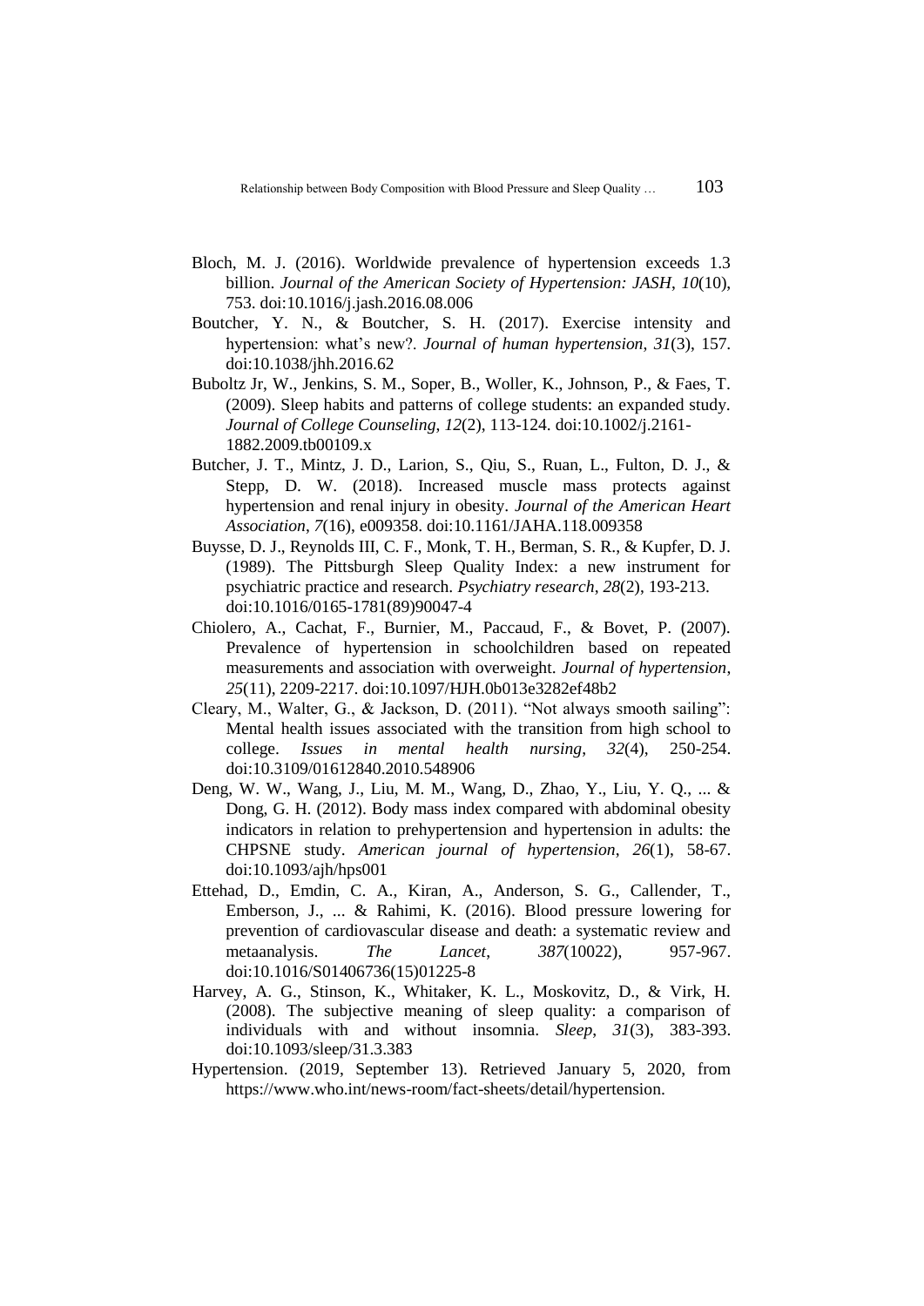Bloch, M. J. (2016). Worldwide prevalence of hypertension exceeds 1.3 billion. *Journal of the American Society of Hypertension: JASH*, *10*(10), 753. doi:10.1016/j.jash.2016.08.006

Boutcher, Y. N., & Boutcher, S. H. (2017). Exercise intensity and hypertension: what's new?. *Journal of human hypertension*, *31*(3), 157. doi:10.1038/jhh.2016.62

Buboltz Jr, W., Jenkins, S. M., Soper, B., Woller, K., Johnson, P., & Faes, T. (2009). Sleep habits and patterns of college students: an expanded study. *Journal of College Counseling*, *12*(2), 113-124. doi:10.1002/j.2161-1882.2009.tb00109.x

Butcher, J. T., Mintz, J. D., Larion, S., Qiu, S., Ruan, L., Fulton, D. J., & Stepp, D. W. (2018). Increased muscle mass protects against hypertension and renal injury in obesity. *Journal of the American Heart Association*, *7*(16), e009358. doi:10.1161/JAHA.118.009358

Buysse, D. J., Reynolds III, C. F., Monk, T. H., Berman, S. R., & Kupfer, D. J. (1989). The Pittsburgh Sleep Quality Index: a new instrument for psychiatric practice and research. *Psychiatry research*, *28*(2), 193-213. doi:10.1016/0165-1781(89)90047-4

Chiolero, A., Cachat, F., Burnier, M., Paccaud, F., & Bovet, P. (2007). Prevalence of hypertension in schoolchildren based on repeated measurements and association with overweight. *Journal of hypertension*, *25*(11), 2209-2217. doi:10.1097/HJH.0b013e3282ef48b2

Cleary, M., Walter, G., & Jackson, D. (2011). "Not always smooth sailing": Mental health issues associated with the transition from high school to college. *Issues in mental health nursing*, *32*(4), 250-254. doi:10.3109/01612840.2010.548906

Deng, W. W., Wang, J., Liu, M. M., Wang, D., Zhao, Y., Liu, Y. Q., ... & Dong, G. H. (2012). Body mass index compared with abdominal obesity indicators in relation to prehypertension and hypertension in adults: the CHPSNE study. *American journal of hypertension*, *26*(1), 58-67. doi:10.1093/ajh/hps001

Ettehad, D., Emdin, C. A., Kiran, A., Anderson, S. G., Callender, T., Emberson, J., ... & Rahimi, K. (2016). Blood pressure lowering for prevention of cardiovascular disease and death: a systematic review and metaanalysis. *The Lancet*, *387*(10022), 957-967. doi:10.1016/S01406736(15)01225-8

Harvey, A. G., Stinson, K., Whitaker, K. L., Moskovitz, D., & Virk, H. (2008). The subjective meaning of sleep quality: a comparison of individuals with and without insomnia. *Sleep*, *31*(3), 383-393. doi:10.1093/sleep/31.3.383

Hypertension. (2019, September 13). Retrieved January 5, 2020, from https://www.who.int/news-room/fact-sheets/detail/hypertension.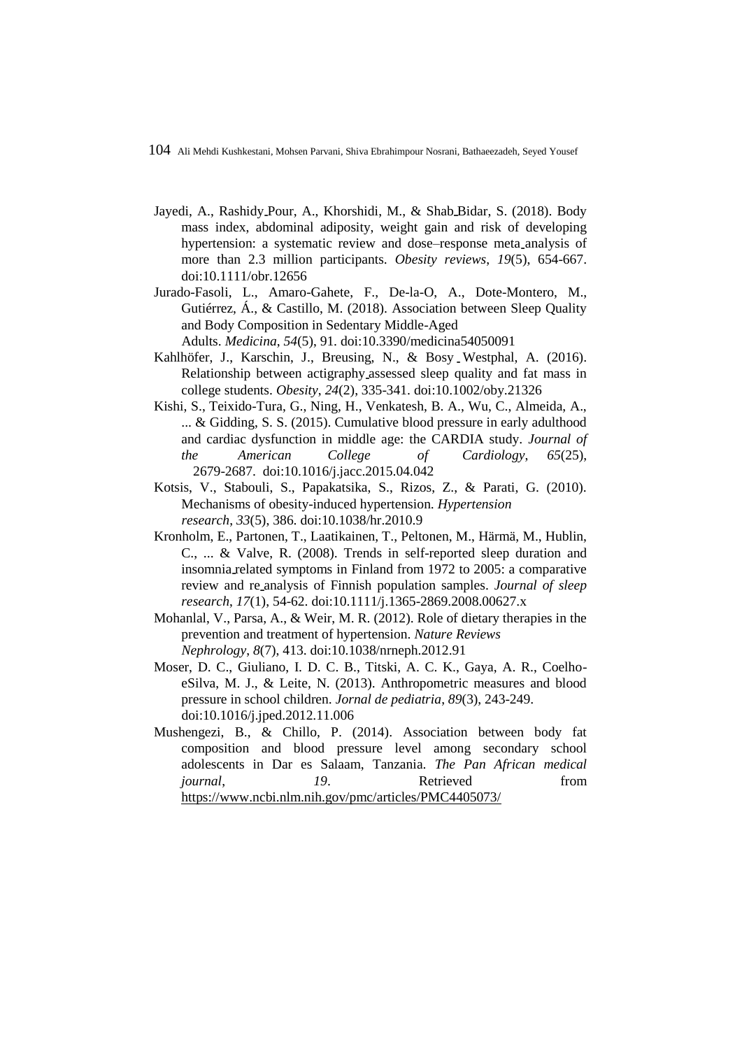Jayedi, A., Rashidy Pour, A., Khorshidi, M., & Shab Bidar, S. (2018). Body mass index, abdominal adiposity, weight gain and risk of developing hypertension: a systematic review and dose–response meta analysis of more than 2.3 million participants. *Obesity reviews*, *19*(5), 654-667. doi:10.1111/obr.12656

Jurado-Fasoli, L., Amaro-Gahete, F., De-la-O, A., Dote-Montero, M., Gutiérrez, Á., & Castillo, M. (2018). Association between Sleep Quality and Body Composition in Sedentary Middle-Aged Adults. *Medicina*, *54*(5), 91. doi:10.3390/medicina54050091

Kahlhöfer, J., Karschin, J., Breusing, N., & Bosy Westphal, A. (2016). Relationship between actigraphy assessed sleep quality and fat mass in college students. *Obesity*, *24*(2), 335-341. doi:10.1002/oby.21326

Kishi, S., Teixido-Tura, G., Ning, H., Venkatesh, B. A., Wu, C., Almeida, A., ... & Gidding, S. S. (2015). Cumulative blood pressure in early adulthood and cardiac dysfunction in middle age: the CARDIA study. *Journal of the American College of Cardiology*, *65*(25), 2679-2687. doi:10.1016/j.jacc.2015.04.042

Kotsis, V., Stabouli, S., Papakatsika, S., Rizos, Z., & Parati, G. (2010). Mechanisms of obesity-induced hypertension. *Hypertension research*, *33*(5), 386. doi:10.1038/hr.2010.9

Kronholm, E., Partonen, T., Laatikainen, T., Peltonen, M., Härmä, M., Hublin, C., ... & Valve, R. (2008). Trends in self-reported sleep duration and insomnia related symptoms in Finland from 1972 to 2005: a comparative review and re analysis of Finnish population samples. *Journal of sleep research*, *17*(1), 54-62. doi:10.1111/j.1365-2869.2008.00627.x

Mohanlal, V., Parsa, A., & Weir, M. R. (2012). Role of dietary therapies in the prevention and treatment of hypertension. *Nature Reviews Nephrology*, *8*(7), 413. doi:10.1038/nrneph.2012.91

Moser, D. C., Giuliano, I. D. C. B., Titski, A. C. K., Gaya, A. R., Coelho-eSilva, M. J., & Leite, N. (2013). Anthropometric measures and blood pressure in school children. *Jornal de pediatria*, *89*(3), 243-249. doi:10.1016/j.jped.2012.11.006

Mushengezi, B., & Chillo, P. (2014). Association between body fat composition and blood pressure level among secondary school adolescents in Dar es Salaam, Tanzania. *The Pan African medical journal*, *19*. Retrieved from https://www.ncbi.nlm.nih.gov/pmc/articles/PMC4405073/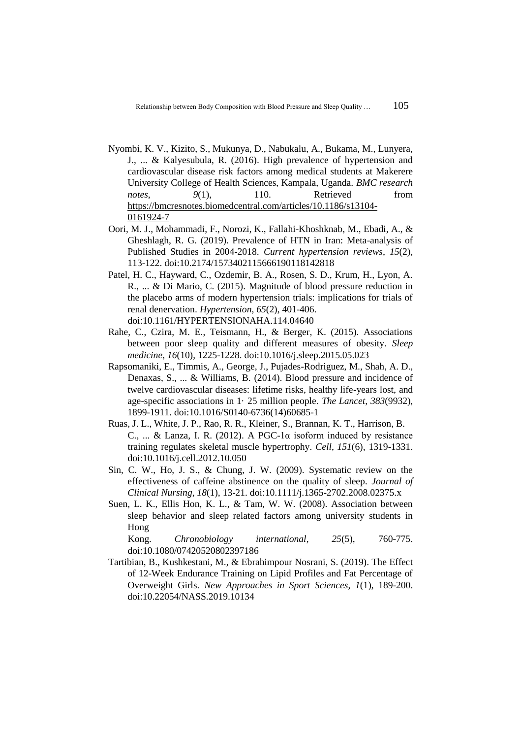Nyombi, K. V., Kizito, S., Mukunya, D., Nabukalu, A., Bukama, M., Lunyera, J., ... & Kalyesubula, R. (2016). High prevalence of hypertension and cardiovascular disease risk factors among medical students at Makerere University College of Health Sciences, Kampala, Uganda. *BMC research notes*, *9*(1), 110. Retrieved from https://bmcresnotes.biomedcentral.com/articles/10.1186/s13104-0161924-7

Oori, M. J., Mohammadi, F., Norozi, K., Fallahi-Khoshknab, M., Ebadi, A., & Gheshlagh, R. G. (2019). Prevalence of HTN in Iran: Meta-analysis of Published Studies in 2004-2018. *Current hypertension reviews*, *15*(2), 113-122. doi:10.2174/1573402115666190118142818

Patel, H. C., Hayward, C., Ozdemir, B. A., Rosen, S. D., Krum, H., Lyon, A. R., ... & Di Mario, C. (2015). Magnitude of blood pressure reduction in the placebo arms of modern hypertension trials: implications for trials of renal denervation. *Hypertension*, *65*(2), 401-406. doi:10.1161/HYPERTENSIONAHA.114.04640

Rahe, C., Czira, M. E., Teismann, H., & Berger, K. (2015). Associations between poor sleep quality and different measures of obesity. *Sleep medicine*, *16*(10), 1225-1228. doi:10.1016/j.sleep.2015.05.023

Rapsomaniki, E., Timmis, A., George, J., Pujades-Rodriguez, M., Shah, A. D., Denaxas, S., ... & Williams, B. (2014). Blood pressure and incidence of twelve cardiovascular diseases: lifetime risks, healthy life-years lost, and age-specific associations in 1· 25 million people. *The Lancet*, *383*(9932), 1899-1911. doi:10.1016/S0140-6736(14)60685-1

Ruas, J. L., White, J. P., Rao, R. R., Kleiner, S., Brannan, K. T., Harrison, B. C., ... & Lanza, I. R. (2012). A PGC-1α isoform induced by resistance training regulates skeletal muscle hypertrophy. *Cell*, *151*(6), 1319-1331. doi:10.1016/j.cell.2012.10.050

Sin, C. W., Ho, J. S., & Chung, J. W. (2009). Systematic review on the effectiveness of caffeine abstinence on the quality of sleep. *Journal of Clinical Nursing*, *18*(1), 13-21. doi:10.1111/j.1365-2702.2008.02375.x

Suen, L. K., Ellis Hon, K. L., & Tam, W. W. (2008). Association between sleep behavior and sleep‐related factors among university students in Hong Kong. *Chronobiology international*, *25*(5), 760-775. doi:10.1080/07420520802397186

Tartibian, B., Kushkestani, M., & Ebrahimpour Nosrani, S. (2019). The Effect of 12-Week Endurance Training on Lipid Profiles and Fat Percentage of Overweight Girls. *New Approaches in Sport Sciences*, *1*(1), 189-200. doi:10.22054/NASS.2019.10134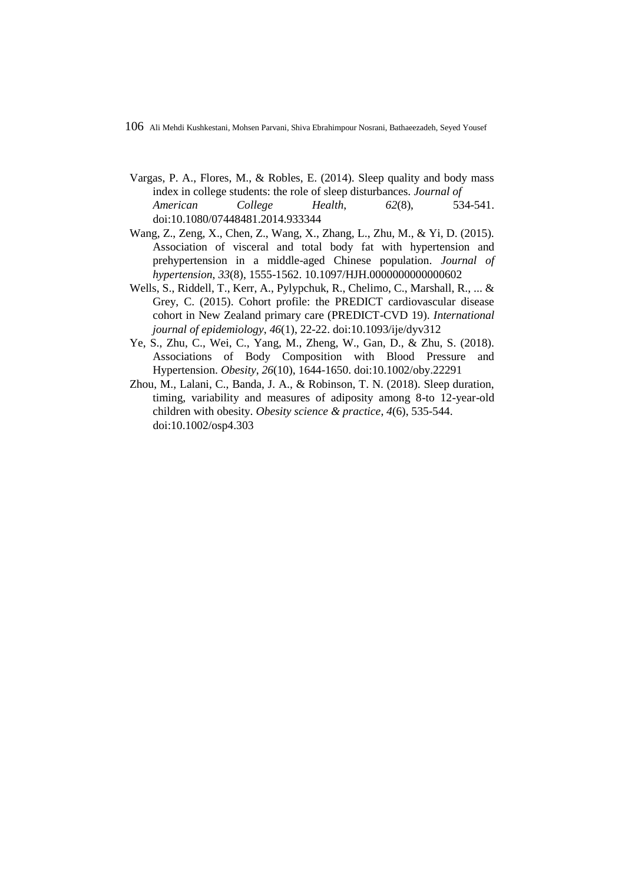Vargas, P. A., Flores, M., & Robles, E. (2014). Sleep quality and body mass index in college students: the role of sleep disturbances. *Journal of American College Health*, *62*(8), 534-541. doi:10.1080/07448481.2014.933344

Wang, Z., Zeng, X., Chen, Z., Wang, X., Zhang, L., Zhu, M., & Yi, D. (2015). Association of visceral and total body fat with hypertension and prehypertension in a middle-aged Chinese population. *Journal of hypertension*, *33*(8), 1555-1562. 10.1097/HJH.0000000000000602

Wells, S., Riddell, T., Kerr, A., Pylypchuk, R., Chelimo, C., Marshall, R., ... & Grey, C. (2015). Cohort profile: the PREDICT cardiovascular disease cohort in New Zealand primary care (PREDICT-CVD 19). *International journal of epidemiology*, *46*(1), 22-22. doi:10.1093/ije/dyv312

Ye, S., Zhu, C., Wei, C., Yang, M., Zheng, W., Gan, D., & Zhu, S. (2018). Associations of Body Composition with Blood Pressure and Hypertension. *Obesity*, *26*(10), 1644-1650. doi:10.1002/oby.22291

Zhou, M., Lalani, C., Banda, J. A., & Robinson, T. N. (2018). Sleep duration, timing, variability and measures of adiposity among 8-to 12-year-old children with obesity. *Obesity science & practice*, *4*(6), 535-544. doi:10.1002/osp4.303